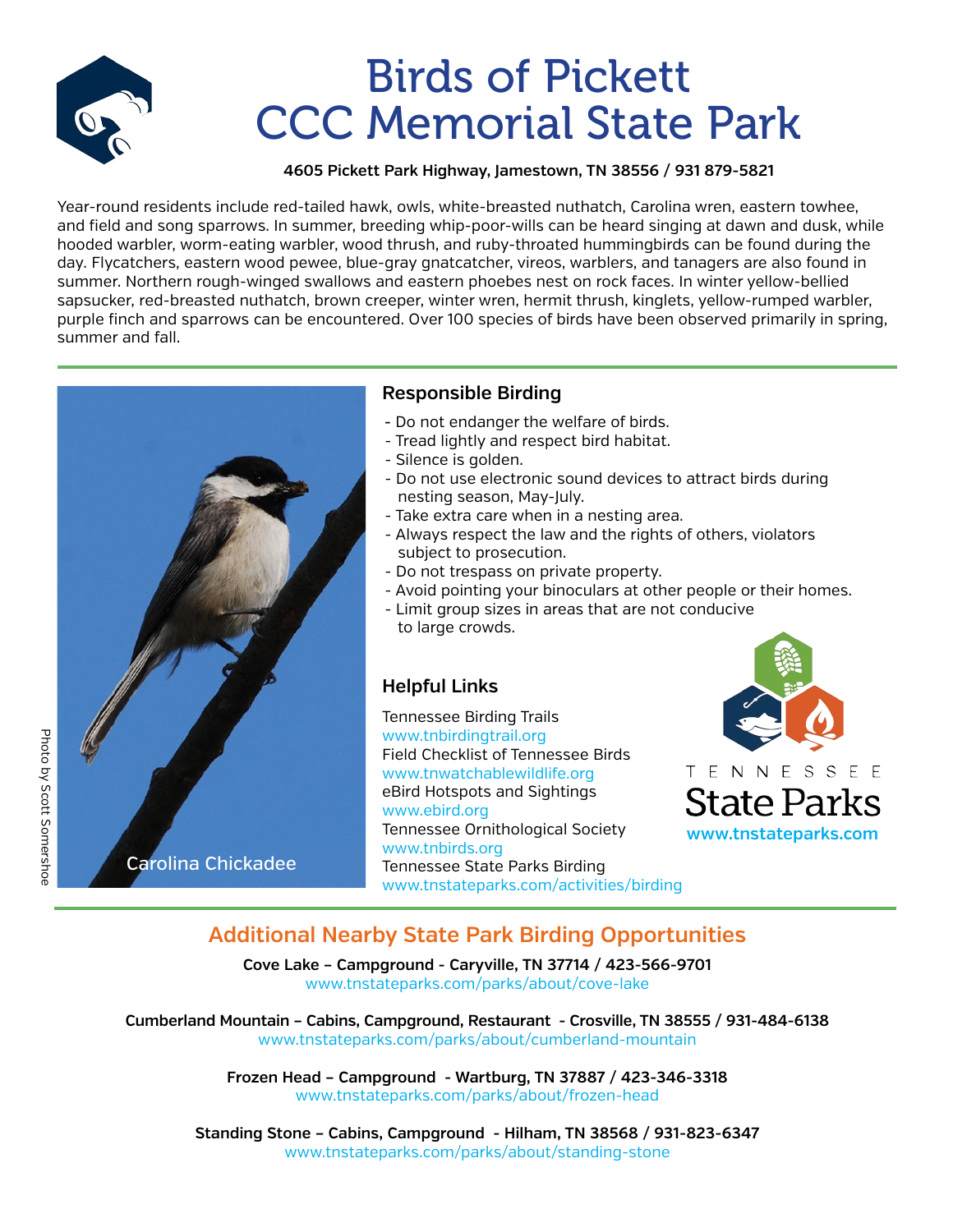# Birds of Pickett CCC Memorial State Park

**4605 Pickett Park Highway, Jamestown, TN 38556 / 931 879-5821**

Year-round residents include red-tailed hawk, owls, white-breasted nuthatch, Carolina wren, eastern towhee, and field and song sparrows. In summer, breeding whip-poor-wills can be heard singing at dawn and dusk, while hooded warbler, worm-eating warbler, wood thrush, and ruby-throated hummingbirds can be found during the day. Flycatchers, eastern wood pewee, blue-gray gnatcatcher, vireos, warblers, and tanagers are also found in summer. Northern rough-winged swallows and eastern phoebes nest on rock faces. In winter yellow-bellied sapsucker, red-breasted nuthatch, brown creeper, winter wren, hermit thrush, kinglets, yellow-rumped warbler, purple finch and sparrows can be encountered. Over 100 species of birds have been observed primarily in spring, summer and fall.

Carolina Chickadee

Photo by Scott Somershoe

## Responsible Birding

- Do not endanger the welfare of birds.
- Tread lightly and respect bird habitat.
- Silence is golden.
- Do not use electronic sound devices to attract birds during nesting season, May-July.
- Take extra care when in a nesting area.
- Always respect the law and the rights of others, violators subject to prosecution.
- Do not trespass on private property.
- Avoid pointing your binoculars at other people or their homes.
- Limit group sizes in areas that are not conducive to large crowds.

## Helpful Links

Tennessee Birding Trails
www.tnbirdingtrail.org
Field Checklist of Tennessee Birds
www.tnwatchablewildlife.org
eBird Hotspots and Sightings
www.ebird.org
Tennessee Ornithological Society
www.tnbirds.org
Tennessee State Parks Birding
www.tnstateparks.com/activities/birding

TENNESSEE State Parks
www.tnstateparks.com

## Additional Nearby State Park Birding Opportunities

**Cove Lake – Campground - Caryville, TN 37714 / 423-566-9701**
www.tnstateparks.com/parks/about/cove-lake

**Cumberland Mountain – Cabins, Campground, Restaurant - Crosville, TN 38555 / 931-484-6138**
www.tnstateparks.com/parks/about/cumberland-mountain

**Frozen Head – Campground - Wartburg, TN 37887 / 423-346-3318**
www.tnstateparks.com/parks/about/frozen-head

**Standing Stone – Cabins, Campground - Hilham, TN 38568 / 931-823-6347**
www.tnstateparks.com/parks/about/standing-stone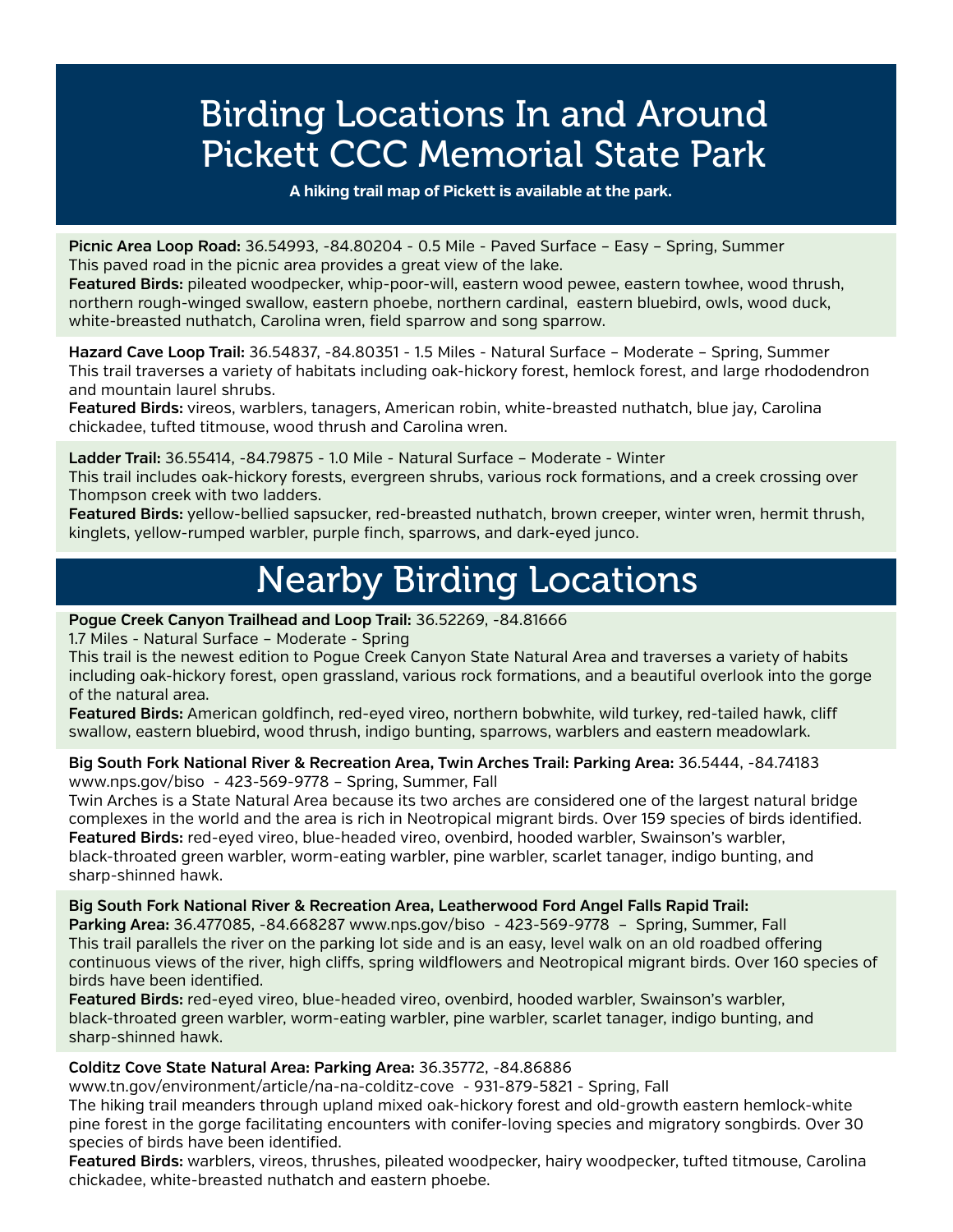# Birding Locations In and Around Pickett CCC Memorial State Park

**A hiking trail map of Pickett is available at the park.**

**Picnic Area Loop Road:** 36.54993, -84.80204 - 0.5 Mile - Paved Surface – Easy – Spring, Summer
This paved road in the picnic area provides a great view of the lake.
**Featured Birds:** pileated woodpecker, whip-poor-will, eastern wood pewee, eastern towhee, wood thrush, northern rough-winged swallow, eastern phoebe, northern cardinal, eastern bluebird, owls, wood duck, white-breasted nuthatch, Carolina wren, field sparrow and song sparrow.

**Hazard Cave Loop Trail:** 36.54837, -84.80351 - 1.5 Miles - Natural Surface – Moderate – Spring, Summer
This trail traverses a variety of habitats including oak-hickory forest, hemlock forest, and large rhododendron and mountain laurel shrubs.
**Featured Birds:** vireos, warblers, tanagers, American robin, white-breasted nuthatch, blue jay, Carolina chickadee, tufted titmouse, wood thrush and Carolina wren.

**Ladder Trail:** 36.55414, -84.79875 - 1.0 Mile - Natural Surface – Moderate - Winter
This trail includes oak-hickory forests, evergreen shrubs, various rock formations, and a creek crossing over Thompson creek with two ladders.
**Featured Birds:** yellow-bellied sapsucker, red-breasted nuthatch, brown creeper, winter wren, hermit thrush, kinglets, yellow-rumped warbler, purple finch, sparrows, and dark-eyed junco.

# Nearby Birding Locations

**Pogue Creek Canyon Trailhead and Loop Trail:** 36.52269, -84.81666
1.7 Miles - Natural Surface – Moderate - Spring
This trail is the newest edition to Pogue Creek Canyon State Natural Area and traverses a variety of habits including oak-hickory forest, open grassland, various rock formations, and a beautiful overlook into the gorge of the natural area.
**Featured Birds:** American goldfinch, red-eyed vireo, northern bobwhite, wild turkey, red-tailed hawk, cliff swallow, eastern bluebird, wood thrush, indigo bunting, sparrows, warblers and eastern meadowlark.

**Big South Fork National River & Recreation Area, Twin Arches Trail: Parking Area:** 36.5444, -84.74183
www.nps.gov/biso - 423-569-9778 – Spring, Summer, Fall
Twin Arches is a State Natural Area because its two arches are considered one of the largest natural bridge complexes in the world and the area is rich in Neotropical migrant birds. Over 159 species of birds identified.
**Featured Birds:** red-eyed vireo, blue-headed vireo, ovenbird, hooded warbler, Swainson's warbler, black-throated green warbler, worm-eating warbler, pine warbler, scarlet tanager, indigo bunting, and sharp-shinned hawk.

**Big South Fork National River & Recreation Area, Leatherwood Ford Angel Falls Rapid Trail:**
**Parking Area:** 36.477085, -84.668287 www.nps.gov/biso - 423-569-9778 – Spring, Summer, Fall
This trail parallels the river on the parking lot side and is an easy, level walk on an old roadbed offering continuous views of the river, high cliffs, spring wildflowers and Neotropical migrant birds. Over 160 species of birds have been identified.
**Featured Birds:** red-eyed vireo, blue-headed vireo, ovenbird, hooded warbler, Swainson's warbler, black-throated green warbler, worm-eating warbler, pine warbler, scarlet tanager, indigo bunting, and sharp-shinned hawk.

**Colditz Cove State Natural Area: Parking Area:** 36.35772, -84.86886
www.tn.gov/environment/article/na-na-colditz-cove - 931-879-5821 - Spring, Fall
The hiking trail meanders through upland mixed oak-hickory forest and old-growth eastern hemlock-white pine forest in the gorge facilitating encounters with conifer-loving species and migratory songbirds. Over 30 species of birds have been identified.
**Featured Birds:** warblers, vireos, thrushes, pileated woodpecker, hairy woodpecker, tufted titmouse, Carolina chickadee, white-breasted nuthatch and eastern phoebe.